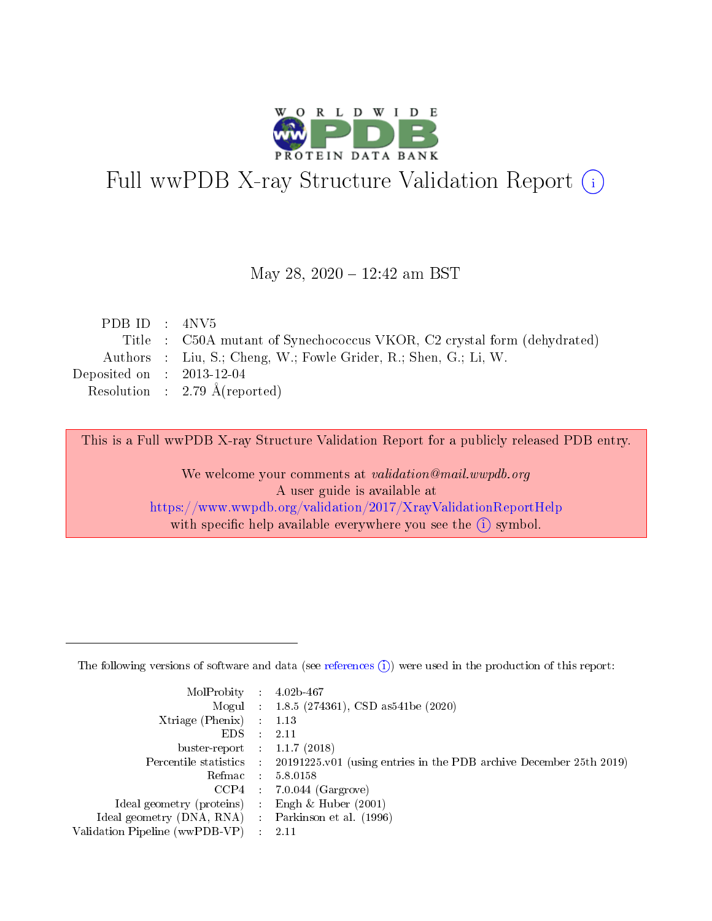# Full wwPDB X-ray Structure Validation Report (i)

May 28, 2020 – 12:42 am BST

| | | |
|---|---|---|
| PDB ID | : | 4NV5 |
| Title | : | C50A mutant of Synechococcus VKOR, C2 crystal form (dehydrated) |
| Authors | : | Liu, S.; Cheng, W.; Fowle Grider, R.; Shen, G.; Li, W. |
| Deposited on | : | 2013-12-04 |
| Resolution | : | 2.79 Å(reported) |

This is a Full wwPDB X-ray Structure Validation Report for a publicly released PDB entry.

We welcome your comments at *validation@mail.wwpdb.org*
A user guide is available at
https://www.wwpdb.org/validation/2017/XrayValidationReportHelp
with specific help available everywhere you see the (i) symbol.

The following versions of software and data (see references (i)) were used in the production of this report:

| | | |
|---|---|---|
| MolProbity | : | 4.02b-467 |
| Mogul | : | 1.8.5 (274361), CSD as541be (2020) |
| Xtriage (Phenix) | : | 1.13 |
| EDS | : | 2.11 |
| buster-report | : | 1.1.7 (2018) |
| Percentile statistics | : | 20191225.v01 (using entries in the PDB archive December 25th 2019) |
| Refmac | : | 5.8.0158 |
| CCP4 | : | 7.0.044 (Gargrove) |
| Ideal geometry (proteins) | : | Engh & Huber (2001) |
| Ideal geometry (DNA, RNA) | : | Parkinson et al. (1996) |
| Validation Pipeline (wwPDB-VP) | : | 2.11 |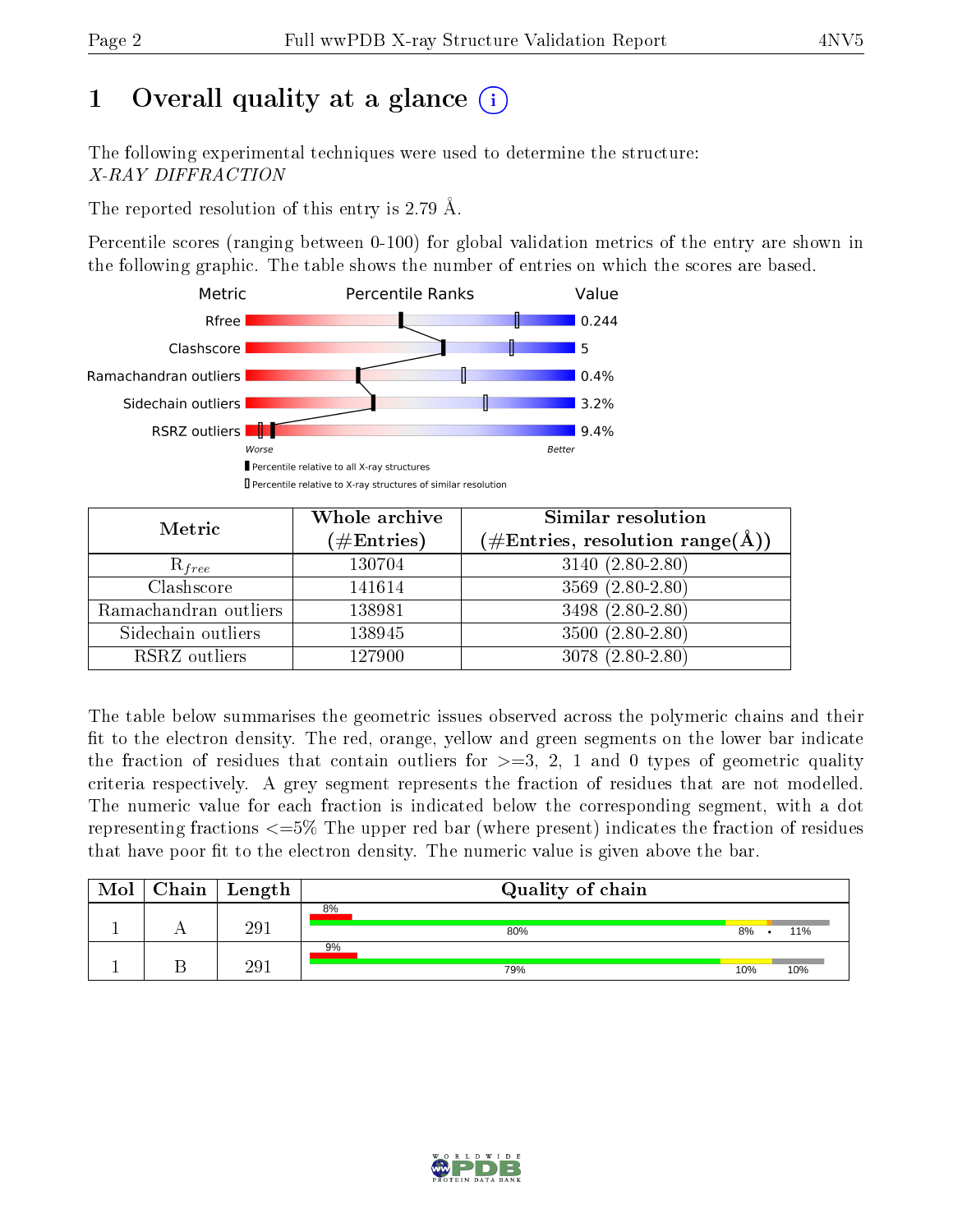# 1 Overall quality at a glance (i)

The following experimental techniques were used to determine the structure:
*X-RAY DIFFRACTION*

The reported resolution of this entry is 2.79 Å.

Percentile scores (ranging between 0-100) for global validation metrics of the entry are shown in the following graphic. The table shows the number of entries on which the scores are based.

| Metric | Value |
|---|---|
| Rfree | 0.244 |
| Clashscore | 5 |
| Ramachandran outliers | 0.4% |
| Sidechain outliers | 3.2% |
| RSRZ outliers | 9.4% |

Worse — Better

▮ Percentile relative to all X-ray structures
▯ Percentile relative to X-ray structures of similar resolution

| Metric | Whole archive (#Entries) | Similar resolution (#Entries, resolution range(Å)) |
|---|---|---|
| $R_{free}$ | 130704 | 3140 (2.80-2.80) |
| Clashscore | 141614 | 3569 (2.80-2.80) |
| Ramachandran outliers | 138981 | 3498 (2.80-2.80) |
| Sidechain outliers | 138945 | 3500 (2.80-2.80) |
| RSRZ outliers | 127900 | 3078 (2.80-2.80) |

The table below summarises the geometric issues observed across the polymeric chains and their fit to the electron density. The red, orange, yellow and green segments on the lower bar indicate the fraction of residues that contain outliers for >=3, 2, 1 and 0 types of geometric quality criteria respectively. A grey segment represents the fraction of residues that are not modelled. The numeric value for each fraction is indicated below the corresponding segment, with a dot representing fractions <=5% The upper red bar (where present) indicates the fraction of residues that have poor fit to the electron density. The numeric value is given above the bar.

| Mol | Chain | Length | Quality of chain |
|---|---|---|---|
| 1 | A | 291 | 8% (poor fit); 80%, 8%, •, 11% |
| 1 | B | 291 | 9% (poor fit); 79%, 10%, 10% |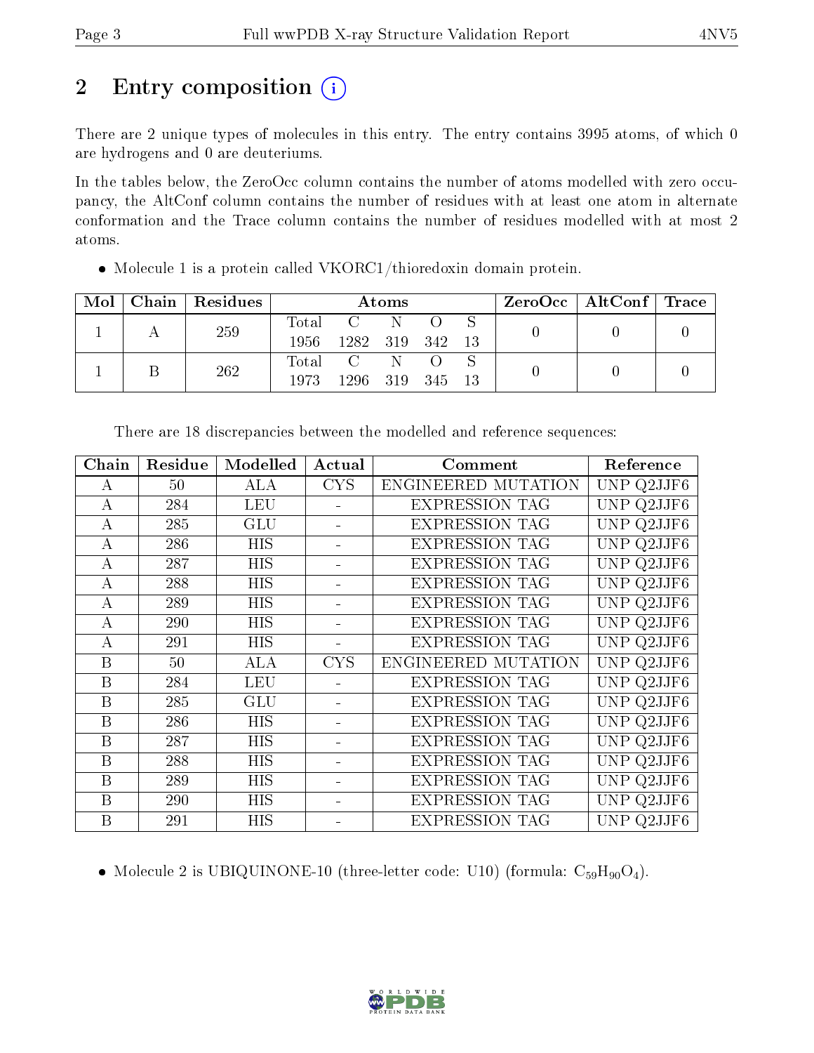# 2 Entry composition

There are 2 unique types of molecules in this entry. The entry contains 3995 atoms, of which 0 are hydrogens and 0 are deuteriums.

In the tables below, the ZeroOcc column contains the number of atoms modelled with zero occupancy, the AltConf column contains the number of residues with at least one atom in alternate conformation and the Trace column contains the number of residues modelled with at most 2 atoms.

- Molecule 1 is a protein called VKORC1/thioredoxin domain protein.

| Mol | Chain | Residues | Atoms | | | | | ZeroOcc | AltConf | Trace |
|---|---|---|---|---|---|---|---|---|---|---|
| 1 | A | 259 | Total | C | N | O | S | 0 | 0 | 0 |
| | | | 1956 | 1282 | 319 | 342 | 13 | | | |
| 1 | B | 262 | Total | C | N | O | S | 0 | 0 | 0 |
| | | | 1973 | 1296 | 319 | 345 | 13 | | | |

There are 18 discrepancies between the modelled and reference sequences:

| Chain | Residue | Modelled | Actual | Comment | Reference |
|---|---|---|---|---|---|
| A | 50 | ALA | CYS | ENGINEERED MUTATION | UNP Q2JJF6 |
| A | 284 | LEU | - | EXPRESSION TAG | UNP Q2JJF6 |
| A | 285 | GLU | - | EXPRESSION TAG | UNP Q2JJF6 |
| A | 286 | HIS | - | EXPRESSION TAG | UNP Q2JJF6 |
| A | 287 | HIS | - | EXPRESSION TAG | UNP Q2JJF6 |
| A | 288 | HIS | - | EXPRESSION TAG | UNP Q2JJF6 |
| A | 289 | HIS | - | EXPRESSION TAG | UNP Q2JJF6 |
| A | 290 | HIS | - | EXPRESSION TAG | UNP Q2JJF6 |
| A | 291 | HIS | - | EXPRESSION TAG | UNP Q2JJF6 |
| B | 50 | ALA | CYS | ENGINEERED MUTATION | UNP Q2JJF6 |
| B | 284 | LEU | - | EXPRESSION TAG | UNP Q2JJF6 |
| B | 285 | GLU | - | EXPRESSION TAG | UNP Q2JJF6 |
| B | 286 | HIS | - | EXPRESSION TAG | UNP Q2JJF6 |
| B | 287 | HIS | - | EXPRESSION TAG | UNP Q2JJF6 |
| B | 288 | HIS | - | EXPRESSION TAG | UNP Q2JJF6 |
| B | 289 | HIS | - | EXPRESSION TAG | UNP Q2JJF6 |
| B | 290 | HIS | - | EXPRESSION TAG | UNP Q2JJF6 |
| B | 291 | HIS | - | EXPRESSION TAG | UNP Q2JJF6 |

- Molecule 2 is UBIQUINONE-10 (three-letter code: U10) (formula: $C_{59}H_{90}O_4$).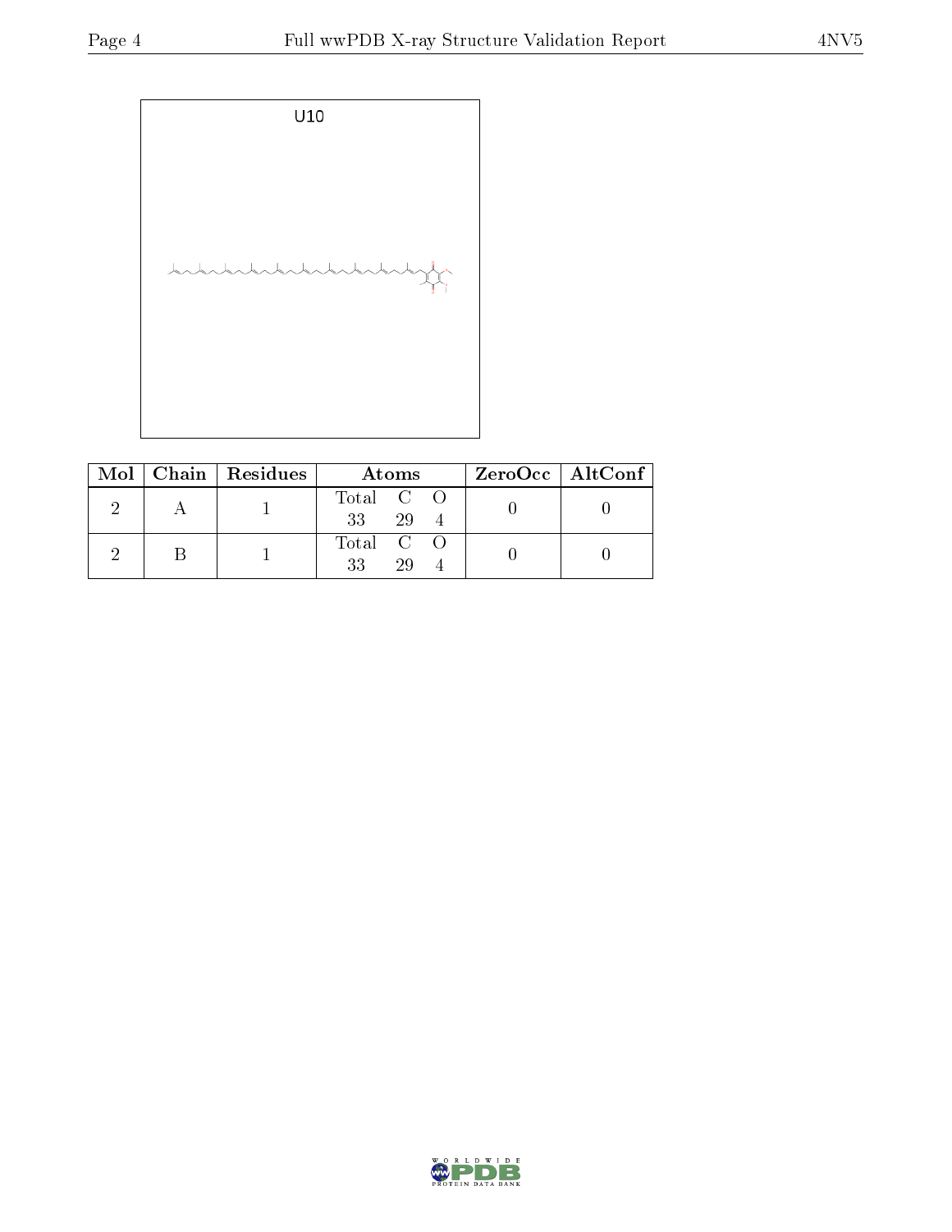U10

| Mol | Chain | Residues | Atoms | ZeroOcc | AltConf |
|---|---|---|---|---|---|
| 2 | A | 1 | Total C O<br>33 29 4 | 0 | 0 |
| 2 | B | 1 | Total C O<br>33 29 4 | 0 | 0 |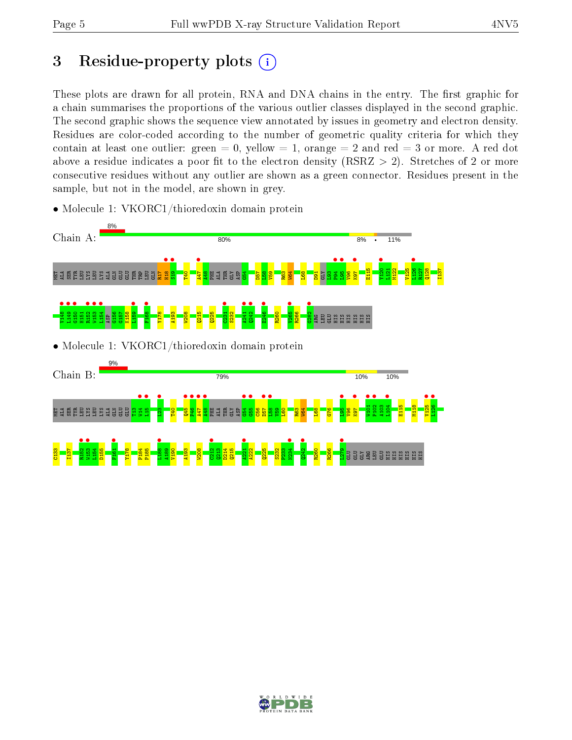# 3 Residue-property plots

These plots are drawn for all protein, RNA and DNA chains in the entry. The first graphic for a chain summarises the proportions of the various outlier classes displayed in the second graphic. The second graphic shows the sequence view annotated by issues in geometry and electron density. Residues are color-coded according to the number of geometric quality criteria for which they contain at least one outlier: green = 0, yellow = 1, orange = 2 and red = 3 or more. A red dot above a residue indicates a poor fit to the electron density (RSRZ > 2). Stretches of 2 or more consecutive residues without any outlier are shown as a green connector. Residues present in the sample, but not in the model, are shown in grey.

- Molecule 1: VKORC1/thioredoxin domain protein

Chain A: 8% | 80% | 8% | • | 11%

MET ALA SER TYR LEU LYS LEU LYS ALA GLN GLU GLU THR TRP LEU GLN R17 H18 S19 T40 A47 A48 PHE ALA THR GLY ASP G54 D57 L58 V59 R63 W64 L68 D91 GLY L93 P94 L95 V96 E115 Y120 L121 M122 V125 L126 R127 Q128 I137 Y148 I149 G150 H151 R152 W153 L154 ASP G156 G157 K158 L159 F168 Y178 A193 W208 Q215 Q225 C231 S232 A241 Q242 E246 R260 V265 R266 G282 ARG LEU GLU HIS HIS HIS HIS HIS HIS

- Molecule 1: VKORC1/thioredoxin domain protein

Chain B: 9% | 79% | 10% | 10%

MET ALA SER TYR LEU LYS LEU LYS ALA GLN GLU GLU T13 W14 L15 L23 T40 Q45 P46 A47 A48 PHE ALA THR GLY ASP G54 G55 C56 D57 L58 V59 L60 R63 W64 L68 G76 L95 V96 K97 W101 P102 A103 L104 E115 M118 V125 L126 C133 I137 R152 W153 L154 D155 F161 Y178 P184 P185 L188 A189 V190 A193 W208 C212 Q213 D214 Q215 A221 A222 Q225 S232 P233 N234 Q242 R260 R266 L279 GLU GLU GLY ARG LEU GLU HIS HIS HIS HIS HIS HIS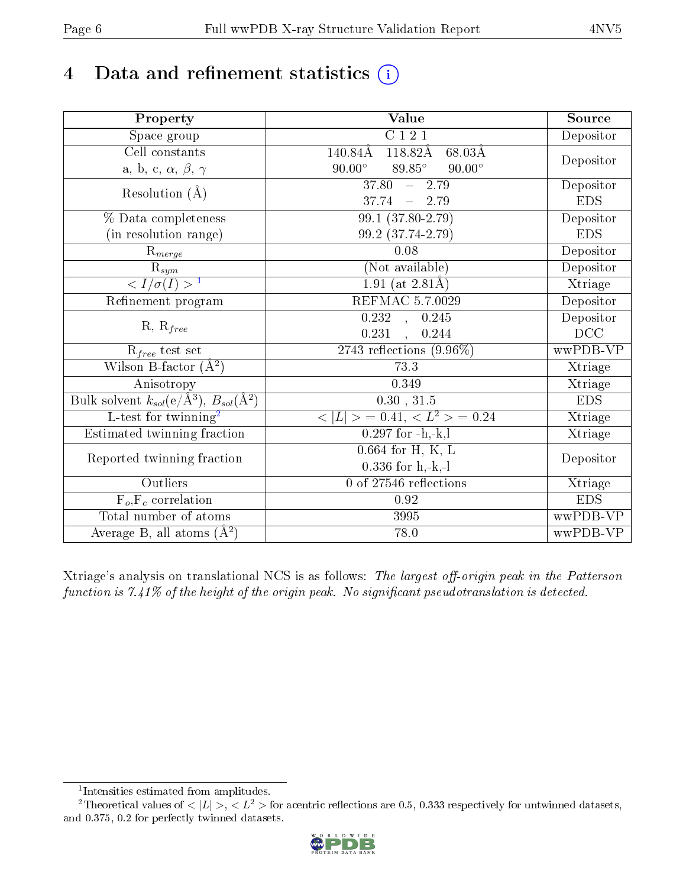# 4 Data and refinement statistics (i)

| Property | Value | Source |
|---|---|---|
| Space group | C 1 2 1 | Depositor |
| Cell constants<br>a, b, c, $\alpha$, $\beta$, $\gamma$ | 140.84Å 118.82Å 68.03Å<br>90.00° 89.85° 90.00° | Depositor |
| Resolution (Å) | 37.80 – 2.79<br>37.74 – 2.79 | Depositor<br>EDS |
| % Data completeness<br>(in resolution range) | 99.1 (37.80-2.79)<br>99.2 (37.74-2.79) | Depositor<br>EDS |
| $R_{merge}$ | 0.08 | Depositor |
| $R_{sym}$ | (Not available) | Depositor |
| $< I/\sigma(I) >$ [1] | 1.91 (at 2.81Å) | Xtriage |
| Refinement program | REFMAC 5.7.0029 | Depositor |
| R, $R_{free}$ | 0.232 , 0.245<br>0.231 , 0.244 | Depositor<br>DCC |
| $R_{free}$ test set | 2743 reflections (9.96%) | wwPDB-VP |
| Wilson B-factor (Å$^2$) | 73.3 | Xtriage |
| Anisotropy | 0.349 | Xtriage |
| Bulk solvent $k_{sol}$(e/Å$^3$), $B_{sol}$(Å$^2$) | 0.30 , 31.5 | EDS |
| L-test for twinning[2] | $< \|L\| >$ = 0.41, $< L^2 >$ = 0.24 | Xtriage |
| Estimated twinning fraction | 0.297 for -h,-k,l | Xtriage |
| Reported twinning fraction | 0.664 for H, K, L<br>0.336 for h,-k,-l | Depositor |
| Outliers | 0 of 27546 reflections | Xtriage |
| $F_o$,$F_c$ correlation | 0.92 | EDS |
| Total number of atoms | 3995 | wwPDB-VP |
| Average B, all atoms (Å$^2$) | 78.0 | wwPDB-VP |

Xtriage's analysis on translational NCS is as follows: *The largest off-origin peak in the Patterson function is 7.41% of the height of the origin peak. No significant pseudotranslation is detected.*

[1] Intensities estimated from amplitudes.

[2] Theoretical values of $<|L|>$, $<L^2>$ for acentric reflections are 0.5, 0.333 respectively for untwinned datasets, and 0.375, 0.2 for perfectly twinned datasets.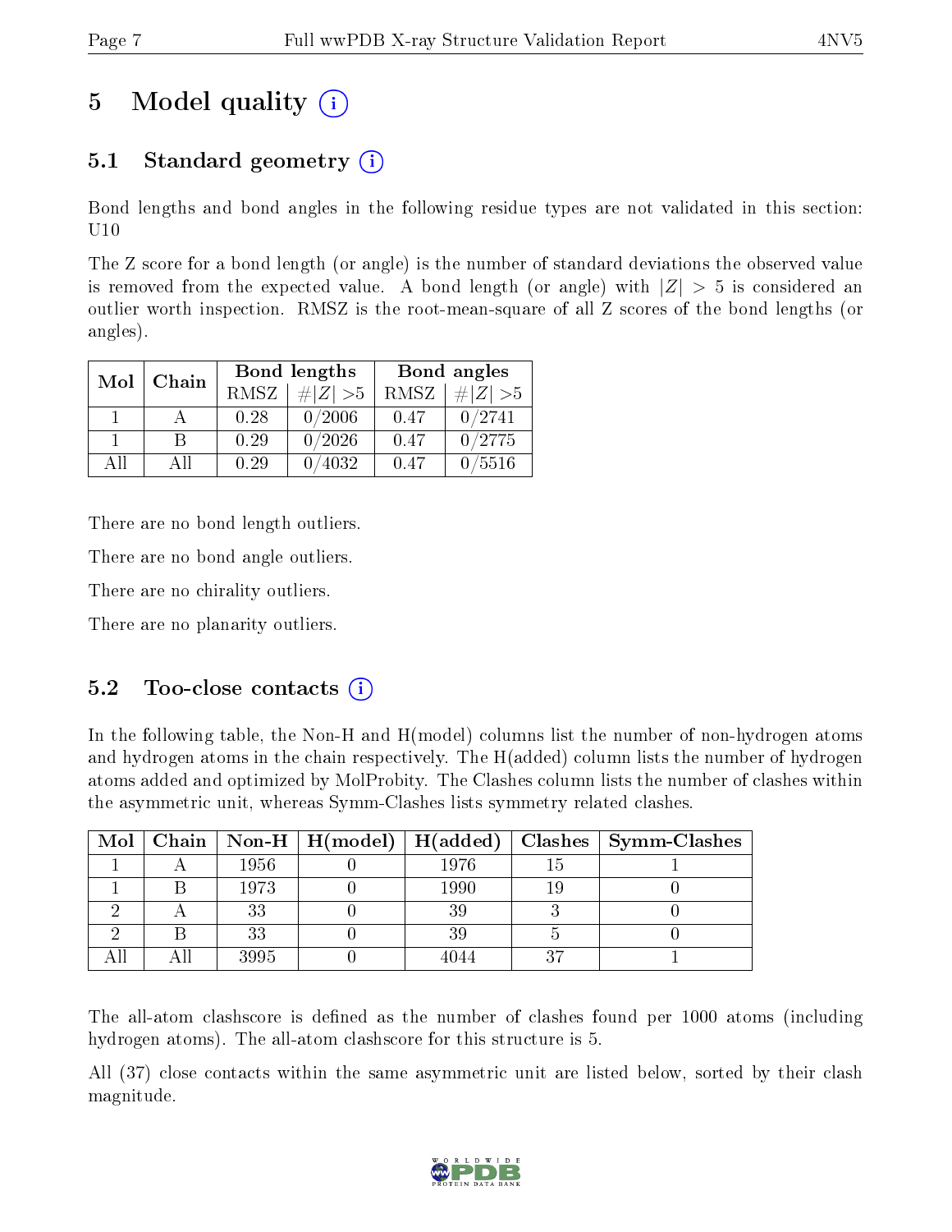# 5 Model quality (i)

## 5.1 Standard geometry (i)

Bond lengths and bond angles in the following residue types are not validated in this section: U10

The Z score for a bond length (or angle) is the number of standard deviations the observed value is removed from the expected value. A bond length (or angle) with $|Z| > 5$ is considered an outlier worth inspection. RMSZ is the root-mean-square of all Z scores of the bond lengths (or angles).

| Mol | Chain | Bond lengths | | Bond angles | |
|---|---|---|---|---|---|
| | | RMSZ | #\|Z\| >5 | RMSZ | #\|Z\| >5 |
| 1 | A | 0.28 | 0/2006 | 0.47 | 0/2741 |
| 1 | B | 0.29 | 0/2026 | 0.47 | 0/2775 |
| All | All | 0.29 | 0/4032 | 0.47 | 0/5516 |

There are no bond length outliers.

There are no bond angle outliers.

There are no chirality outliers.

There are no planarity outliers.

## 5.2 Too-close contacts (i)

In the following table, the Non-H and H(model) columns list the number of non-hydrogen atoms and hydrogen atoms in the chain respectively. The H(added) column lists the number of hydrogen atoms added and optimized by MolProbity. The Clashes column lists the number of clashes within the asymmetric unit, whereas Symm-Clashes lists symmetry related clashes.

| Mol | Chain | Non-H | H(model) | H(added) | Clashes | Symm-Clashes |
|---|---|---|---|---|---|---|
| 1 | A | 1956 | 0 | 1976 | 15 | 1 |
| 1 | B | 1973 | 0 | 1990 | 19 | 0 |
| 2 | A | 33 | 0 | 39 | 3 | 0 |
| 2 | B | 33 | 0 | 39 | 5 | 0 |
| All | All | 3995 | 0 | 4044 | 37 | 1 |

The all-atom clashscore is defined as the number of clashes found per 1000 atoms (including hydrogen atoms). The all-atom clashscore for this structure is 5.

All (37) close contacts within the same asymmetric unit are listed below, sorted by their clash magnitude.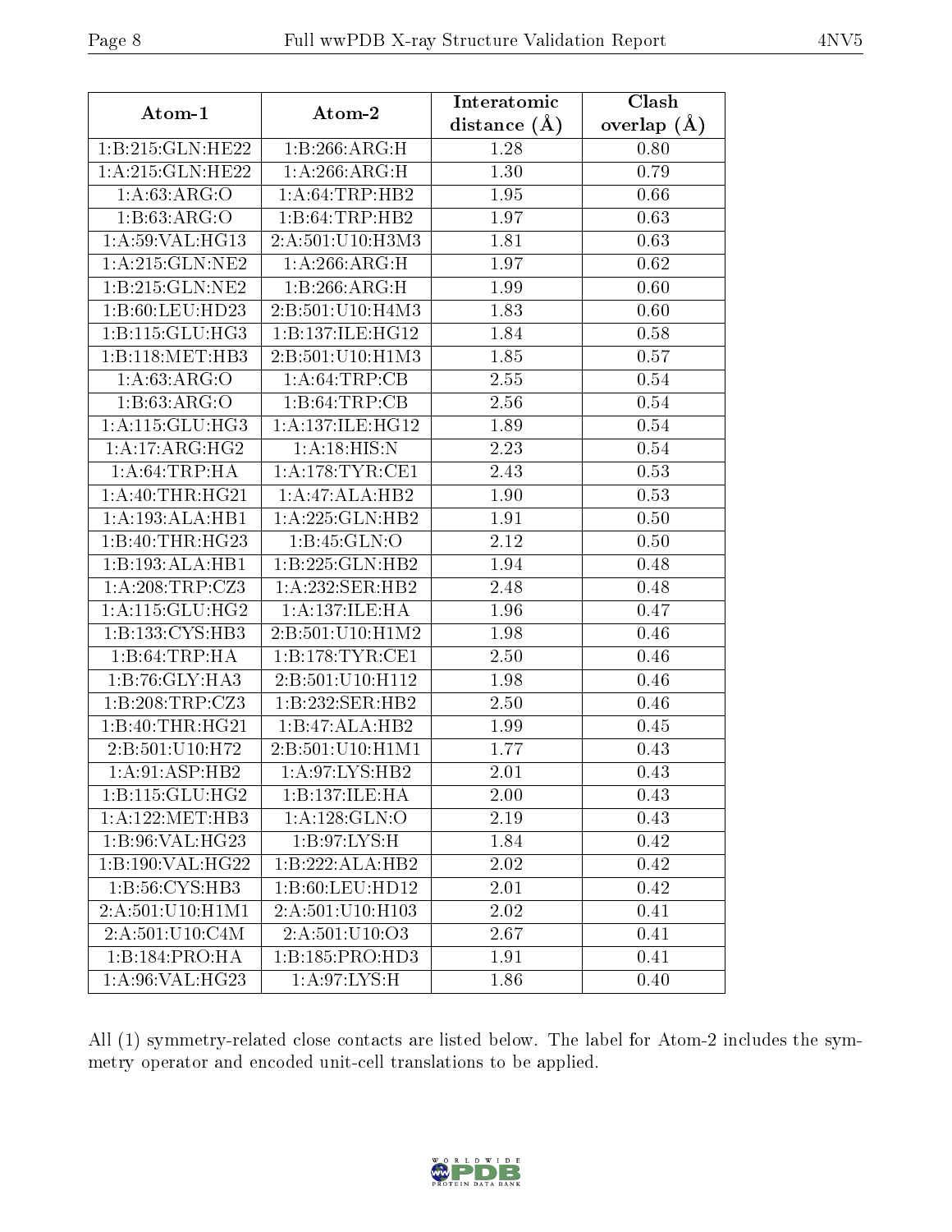| Atom-1 | Atom-2 | Interatomic distance (Å) | Clash overlap (Å) |
|---|---|---|---|
| 1:B:215:GLN:HE22 | 1:B:266:ARG:H | 1.28 | 0.80 |
| 1:A:215:GLN:HE22 | 1:A:266:ARG:H | 1.30 | 0.79 |
| 1:A:63:ARG:O | 1:A:64:TRP:HB2 | 1.95 | 0.66 |
| 1:B:63:ARG:O | 1:B:64:TRP:HB2 | 1.97 | 0.63 |
| 1:A:59:VAL:HG13 | 2:A:501:U10:H3M3 | 1.81 | 0.63 |
| 1:A:215:GLN:NE2 | 1:A:266:ARG:H | 1.97 | 0.62 |
| 1:B:215:GLN:NE2 | 1:B:266:ARG:H | 1.99 | 0.60 |
| 1:B:60:LEU:HD23 | 2:B:501:U10:H4M3 | 1.83 | 0.60 |
| 1:B:115:GLU:HG3 | 1:B:137:ILE:HG12 | 1.84 | 0.58 |
| 1:B:118:MET:HB3 | 2:B:501:U10:H1M3 | 1.85 | 0.57 |
| 1:A:63:ARG:O | 1:A:64:TRP:CB | 2.55 | 0.54 |
| 1:B:63:ARG:O | 1:B:64:TRP:CB | 2.56 | 0.54 |
| 1:A:115:GLU:HG3 | 1:A:137:ILE:HG12 | 1.89 | 0.54 |
| 1:A:17:ARG:HG2 | 1:A:18:HIS:N | 2.23 | 0.54 |
| 1:A:64:TRP:HA | 1:A:178:TYR:CE1 | 2.43 | 0.53 |
| 1:A:40:THR:HG21 | 1:A:47:ALA:HB2 | 1.90 | 0.53 |
| 1:A:193:ALA:HB1 | 1:A:225:GLN:HB2 | 1.91 | 0.50 |
| 1:B:40:THR:HG23 | 1:B:45:GLN:O | 2.12 | 0.50 |
| 1:B:193:ALA:HB1 | 1:B:225:GLN:HB2 | 1.94 | 0.48 |
| 1:A:208:TRP:CZ3 | 1:A:232:SER:HB2 | 2.48 | 0.48 |
| 1:A:115:GLU:HG2 | 1:A:137:ILE:HA | 1.96 | 0.47 |
| 1:B:133:CYS:HB3 | 2:B:501:U10:H1M2 | 1.98 | 0.46 |
| 1:B:64:TRP:HA | 1:B:178:TYR:CE1 | 2.50 | 0.46 |
| 1:B:76:GLY:HA3 | 2:B:501:U10:H112 | 1.98 | 0.46 |
| 1:B:208:TRP:CZ3 | 1:B:232:SER:HB2 | 2.50 | 0.46 |
| 1:B:40:THR:HG21 | 1:B:47:ALA:HB2 | 1.99 | 0.45 |
| 2:B:501:U10:H72 | 2:B:501:U10:H1M1 | 1.77 | 0.43 |
| 1:A:91:ASP:HB2 | 1:A:97:LYS:HB2 | 2.01 | 0.43 |
| 1:B:115:GLU:HG2 | 1:B:137:ILE:HA | 2.00 | 0.43 |
| 1:A:122:MET:HB3 | 1:A:128:GLN:O | 2.19 | 0.43 |
| 1:B:96:VAL:HG23 | 1:B:97:LYS:H | 1.84 | 0.42 |
| 1:B:190:VAL:HG22 | 1:B:222:ALA:HB2 | 2.02 | 0.42 |
| 1:B:56:CYS:HB3 | 1:B:60:LEU:HD12 | 2.01 | 0.42 |
| 2:A:501:U10:H1M1 | 2:A:501:U10:H103 | 2.02 | 0.41 |
| 2:A:501:U10:C4M | 2:A:501:U10:O3 | 2.67 | 0.41 |
| 1:B:184:PRO:HA | 1:B:185:PRO:HD3 | 1.91 | 0.41 |
| 1:A:96:VAL:HG23 | 1:A:97:LYS:H | 1.86 | 0.40 |

All (1) symmetry-related close contacts are listed below. The label for Atom-2 includes the symmetry operator and encoded unit-cell translations to be applied.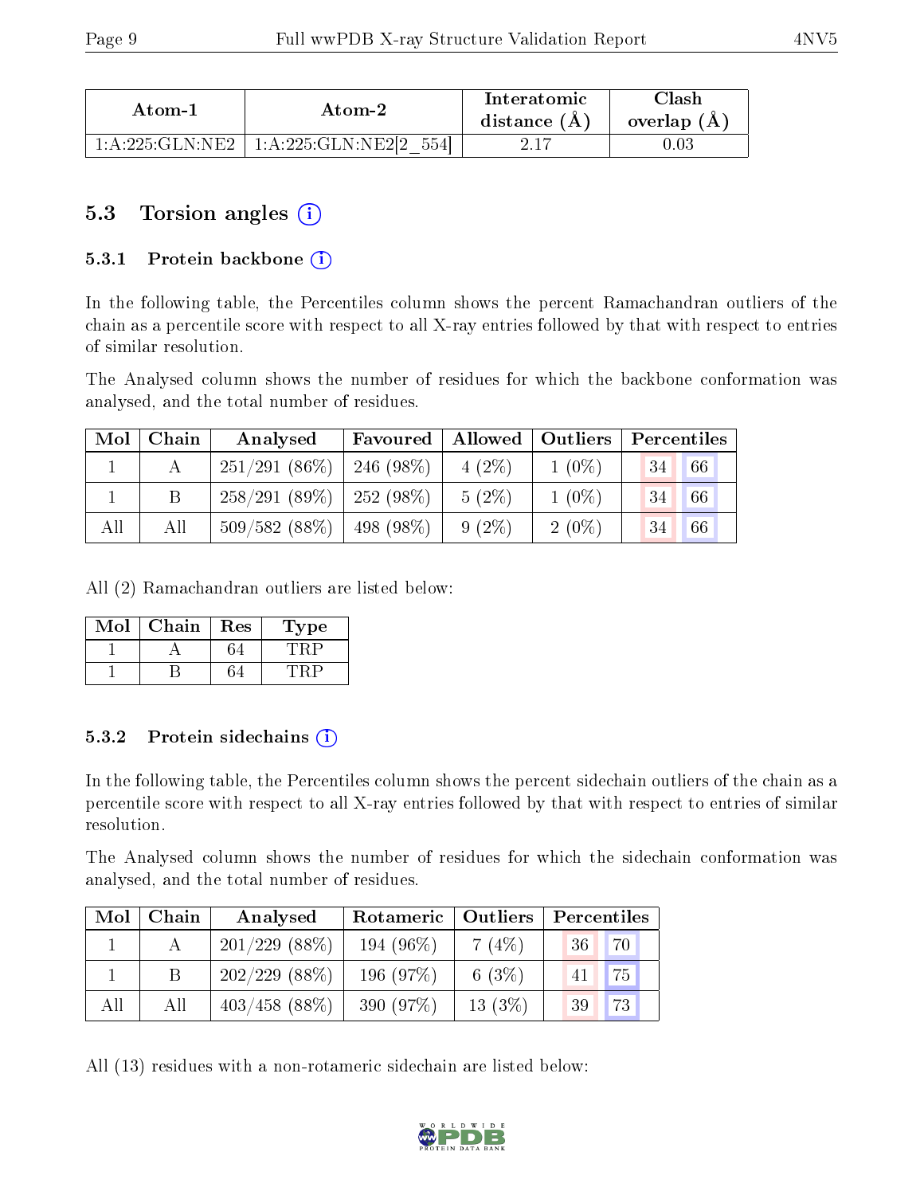| Atom-1 | Atom-2 | Interatomic distance (Å) | Clash overlap (Å) |
|---|---|---|---|
| 1:A:225:GLN:NE2 | 1:A:225:GLN:NE2[2_554] | 2.17 | 0.03 |

## 5.3 Torsion angles (i)

### 5.3.1 Protein backbone (i)

In the following table, the Percentiles column shows the percent Ramachandran outliers of the chain as a percentile score with respect to all X-ray entries followed by that with respect to entries of similar resolution.

The Analysed column shows the number of residues for which the backbone conformation was analysed, and the total number of residues.

| Mol | Chain | Analysed | Favoured | Allowed | Outliers | Percentiles | |
|---|---|---|---|---|---|---|---|
| 1 | A | 251/291 (86%) | 246 (98%) | 4 (2%) | 1 (0%) | 34 | 66 |
| 1 | B | 258/291 (89%) | 252 (98%) | 5 (2%) | 1 (0%) | 34 | 66 |
| All | All | 509/582 (88%) | 498 (98%) | 9 (2%) | 2 (0%) | 34 | 66 |

All (2) Ramachandran outliers are listed below:

| Mol | Chain | Res | Type |
|---|---|---|---|
| 1 | A | 64 | TRP |
| 1 | B | 64 | TRP |

### 5.3.2 Protein sidechains (i)

In the following table, the Percentiles column shows the percent sidechain outliers of the chain as a percentile score with respect to all X-ray entries followed by that with respect to entries of similar resolution.

The Analysed column shows the number of residues for which the sidechain conformation was analysed, and the total number of residues.

| Mol | Chain | Analysed | Rotameric | Outliers | Percentiles | |
|---|---|---|---|---|---|---|
| 1 | A | 201/229 (88%) | 194 (96%) | 7 (4%) | 36 | 70 |
| 1 | B | 202/229 (88%) | 196 (97%) | 6 (3%) | 41 | 75 |
| All | All | 403/458 (88%) | 390 (97%) | 13 (3%) | 39 | 73 |

All (13) residues with a non-rotameric sidechain are listed below: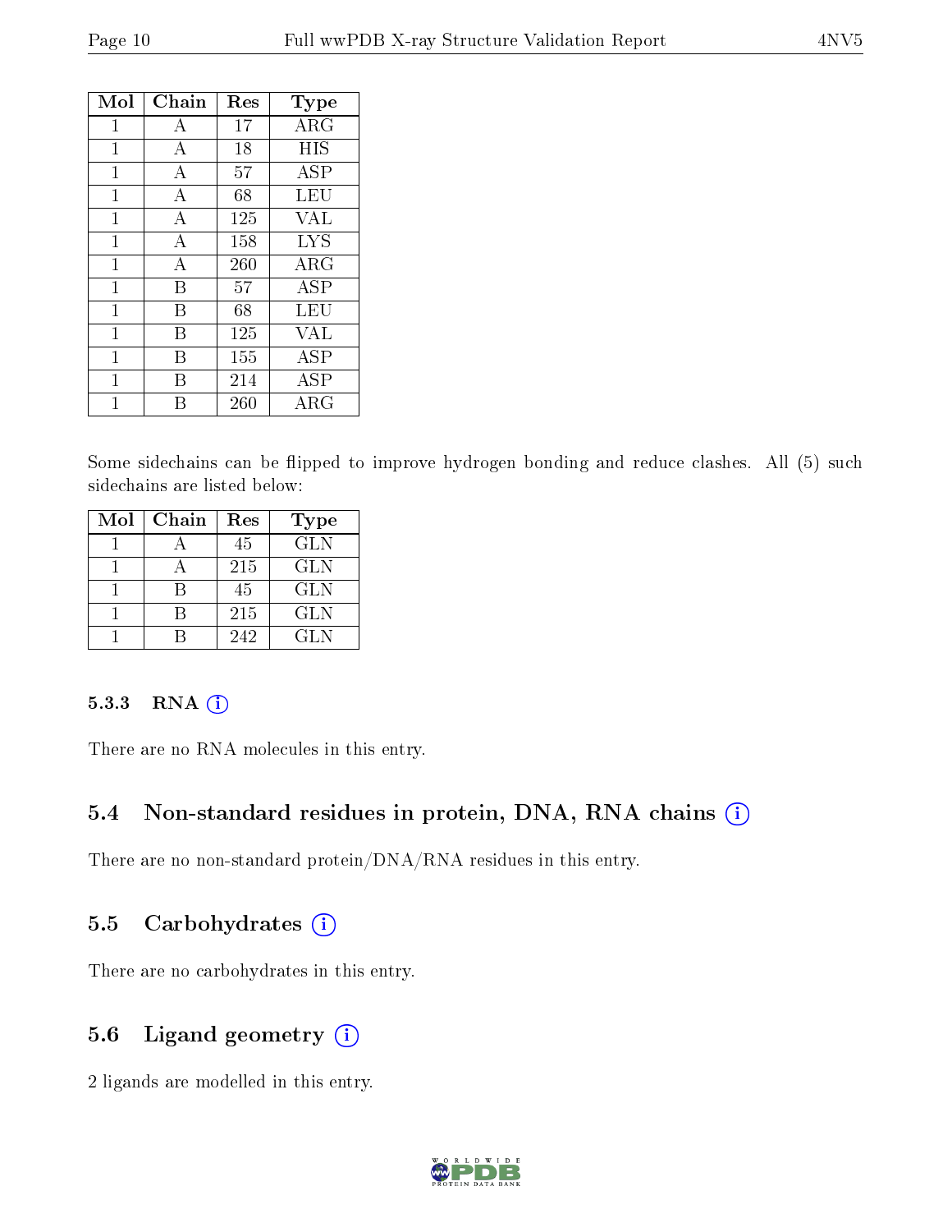| Mol | Chain | Res | Type |
| --- | --- | --- | --- |
| 1 | A | 17 | ARG |
| 1 | A | 18 | HIS |
| 1 | A | 57 | ASP |
| 1 | A | 68 | LEU |
| 1 | A | 125 | VAL |
| 1 | A | 158 | LYS |
| 1 | A | 260 | ARG |
| 1 | B | 57 | ASP |
| 1 | B | 68 | LEU |
| 1 | B | 125 | VAL |
| 1 | B | 155 | ASP |
| 1 | B | 214 | ASP |
| 1 | B | 260 | ARG |

Some sidechains can be flipped to improve hydrogen bonding and reduce clashes. All (5) such sidechains are listed below:

| Mol | Chain | Res | Type |
| --- | --- | --- | --- |
| 1 | A | 45 | GLN |
| 1 | A | 215 | GLN |
| 1 | B | 45 | GLN |
| 1 | B | 215 | GLN |
| 1 | B | 242 | GLN |

### 5.3.3 RNA

There are no RNA molecules in this entry.

## 5.4 Non-standard residues in protein, DNA, RNA chains

There are no non-standard protein/DNA/RNA residues in this entry.

## 5.5 Carbohydrates

There are no carbohydrates in this entry.

## 5.6 Ligand geometry

2 ligands are modelled in this entry.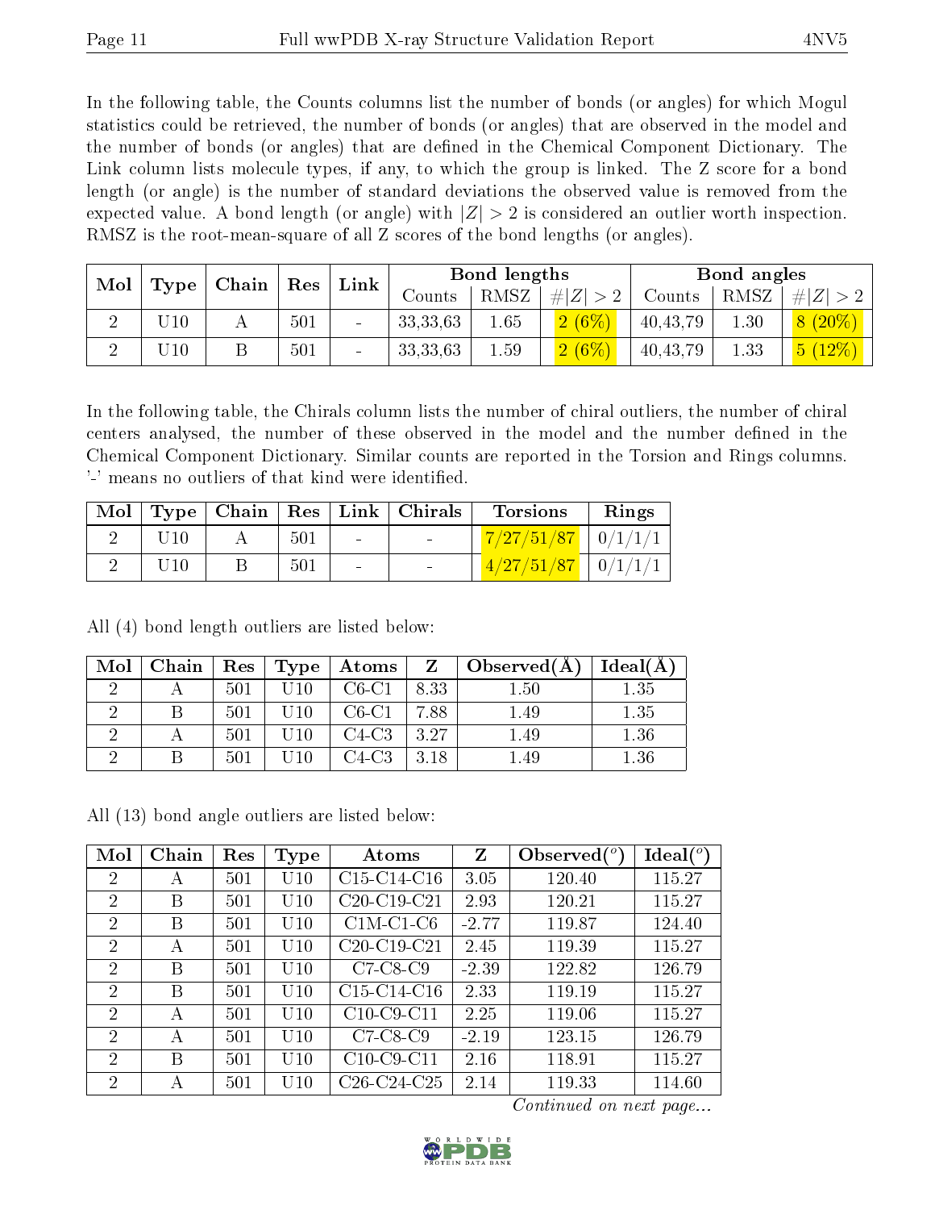In the following table, the Counts columns list the number of bonds (or angles) for which Mogul statistics could be retrieved, the number of bonds (or angles) that are observed in the model and the number of bonds (or angles) that are defined in the Chemical Component Dictionary. The Link column lists molecule types, if any, to which the group is linked. The Z score for a bond length (or angle) is the number of standard deviations the observed value is removed from the expected value. A bond length (or angle) with $|Z| > 2$ is considered an outlier worth inspection. RMSZ is the root-mean-square of all Z scores of the bond lengths (or angles).

| Mol | Type | Chain | Res | Link | Bond lengths | | | Bond angles | | |
|---|---|---|---|---|---|---|---|---|---|---|
| | | | | | Counts | RMSZ | $\#\|Z\| > 2$ | Counts | RMSZ | $\#\|Z\| > 2$ |
| 2 | U10 | A | 501 | - | 33,33,63 | 1.65 | 2 (6%) | 40,43,79 | 1.30 | 8 (20%) |
| 2 | U10 | B | 501 | - | 33,33,63 | 1.59 | 2 (6%) | 40,43,79 | 1.33 | 5 (12%) |

In the following table, the Chirals column lists the number of chiral outliers, the number of chiral centers analysed, the number of these observed in the model and the number defined in the Chemical Component Dictionary. Similar counts are reported in the Torsion and Rings columns. '-' means no outliers of that kind were identified.

| Mol | Type | Chain | Res | Link | Chirals | Torsions | Rings |
|---|---|---|---|---|---|---|---|
| 2 | U10 | A | 501 | - | - | 7/27/51/87 | 0/1/1/1 |
| 2 | U10 | B | 501 | - | - | 4/27/51/87 | 0/1/1/1 |

All (4) bond length outliers are listed below:

| Mol | Chain | Res | Type | Atoms | Z | Observed(Å) | Ideal(Å) |
|---|---|---|---|---|---|---|---|
| 2 | A | 501 | U10 | C6-C1 | 8.33 | 1.50 | 1.35 |
| 2 | B | 501 | U10 | C6-C1 | 7.88 | 1.49 | 1.35 |
| 2 | A | 501 | U10 | C4-C3 | 3.27 | 1.49 | 1.36 |
| 2 | B | 501 | U10 | C4-C3 | 3.18 | 1.49 | 1.36 |

All (13) bond angle outliers are listed below:

| Mol | Chain | Res | Type | Atoms | Z | Observed(°) | Ideal(°) |
|---|---|---|---|---|---|---|---|
| 2 | A | 501 | U10 | C15-C14-C16 | 3.05 | 120.40 | 115.27 |
| 2 | B | 501 | U10 | C20-C19-C21 | 2.93 | 120.21 | 115.27 |
| 2 | B | 501 | U10 | C1M-C1-C6 | -2.77 | 119.87 | 124.40 |
| 2 | A | 501 | U10 | C20-C19-C21 | 2.45 | 119.39 | 115.27 |
| 2 | B | 501 | U10 | C7-C8-C9 | -2.39 | 122.82 | 126.79 |
| 2 | B | 501 | U10 | C15-C14-C16 | 2.33 | 119.19 | 115.27 |
| 2 | A | 501 | U10 | C10-C9-C11 | 2.25 | 119.06 | 115.27 |
| 2 | A | 501 | U10 | C7-C8-C9 | -2.19 | 123.15 | 126.79 |
| 2 | B | 501 | U10 | C10-C9-C11 | 2.16 | 118.91 | 115.27 |
| 2 | A | 501 | U10 | C26-C24-C25 | 2.14 | 119.33 | 114.60 |

*Continued on next page...*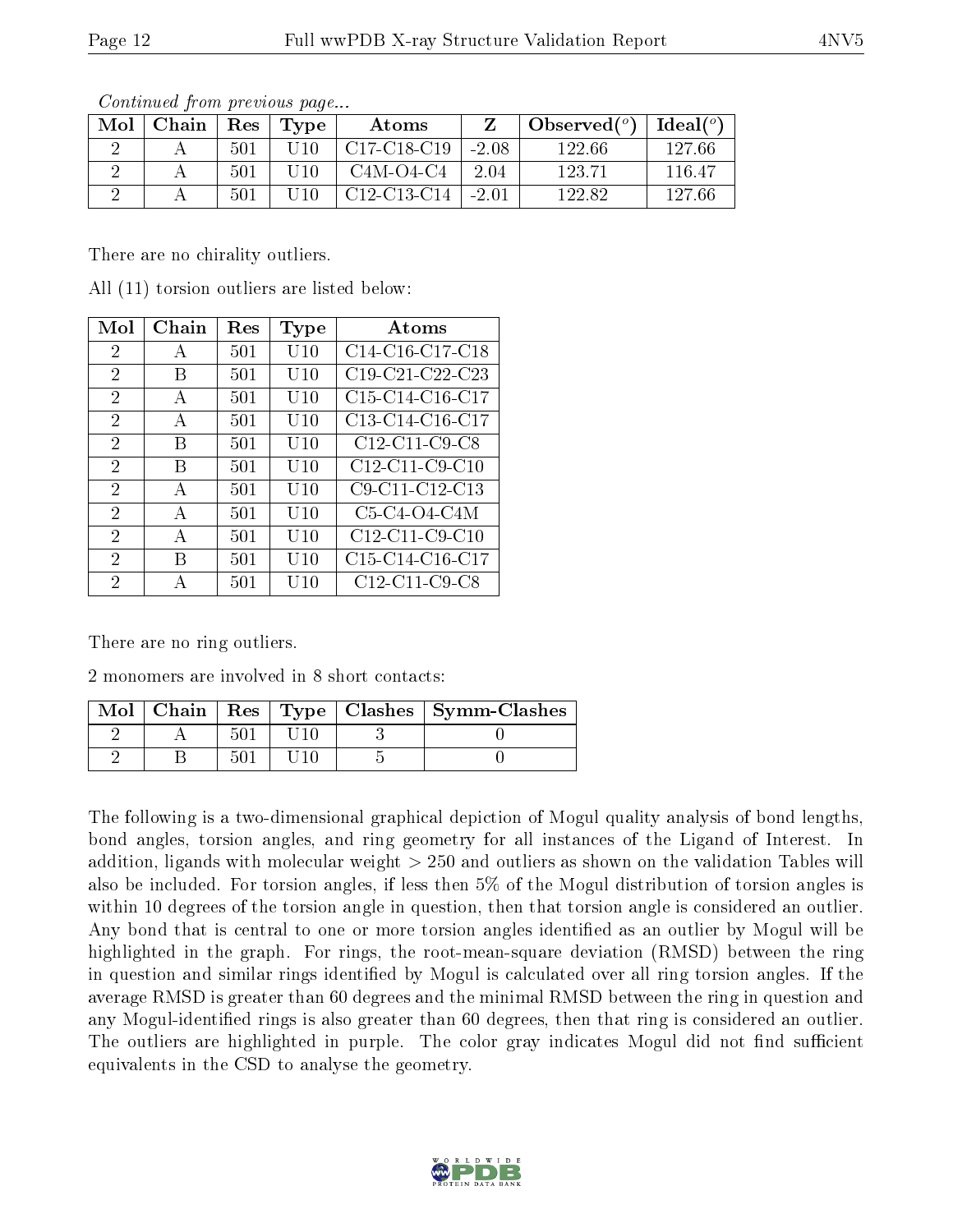*Continued from previous page...*

| Mol | Chain | Res | Type | Atoms | Z | Observed(°) | Ideal(°) |
|---|---|---|---|---|---|---|---|
| 2 | A | 501 | U10 | C17-C18-C19 | -2.08 | 122.66 | 127.66 |
| 2 | A | 501 | U10 | C4M-O4-C4 | 2.04 | 123.71 | 116.47 |
| 2 | A | 501 | U10 | C12-C13-C14 | -2.01 | 122.82 | 127.66 |

There are no chirality outliers.

All (11) torsion outliers are listed below:

| Mol | Chain | Res | Type | Atoms |
|---|---|---|---|---|
| 2 | A | 501 | U10 | C14-C16-C17-C18 |
| 2 | B | 501 | U10 | C19-C21-C22-C23 |
| 2 | A | 501 | U10 | C15-C14-C16-C17 |
| 2 | A | 501 | U10 | C13-C14-C16-C17 |
| 2 | B | 501 | U10 | C12-C11-C9-C8 |
| 2 | B | 501 | U10 | C12-C11-C9-C10 |
| 2 | A | 501 | U10 | C9-C11-C12-C13 |
| 2 | A | 501 | U10 | C5-C4-O4-C4M |
| 2 | A | 501 | U10 | C12-C11-C9-C10 |
| 2 | B | 501 | U10 | C15-C14-C16-C17 |
| 2 | A | 501 | U10 | C12-C11-C9-C8 |

There are no ring outliers.

2 monomers are involved in 8 short contacts:

| Mol | Chain | Res | Type | Clashes | Symm-Clashes |
|---|---|---|---|---|---|
| 2 | A | 501 | U10 | 3 | 0 |
| 2 | B | 501 | U10 | 5 | 0 |

The following is a two-dimensional graphical depiction of Mogul quality analysis of bond lengths, bond angles, torsion angles, and ring geometry for all instances of the Ligand of Interest. In addition, ligands with molecular weight > 250 and outliers as shown on the validation Tables will also be included. For torsion angles, if less then 5% of the Mogul distribution of torsion angles is within 10 degrees of the torsion angle in question, then that torsion angle is considered an outlier. Any bond that is central to one or more torsion angles identified as an outlier by Mogul will be highlighted in the graph. For rings, the root-mean-square deviation (RMSD) between the ring in question and similar rings identified by Mogul is calculated over all ring torsion angles. If the average RMSD is greater than 60 degrees and the minimal RMSD between the ring in question and any Mogul-identified rings is also greater than 60 degrees, then that ring is considered an outlier. The outliers are highlighted in purple. The color gray indicates Mogul did not find sufficient equivalents in the CSD to analyse the geometry.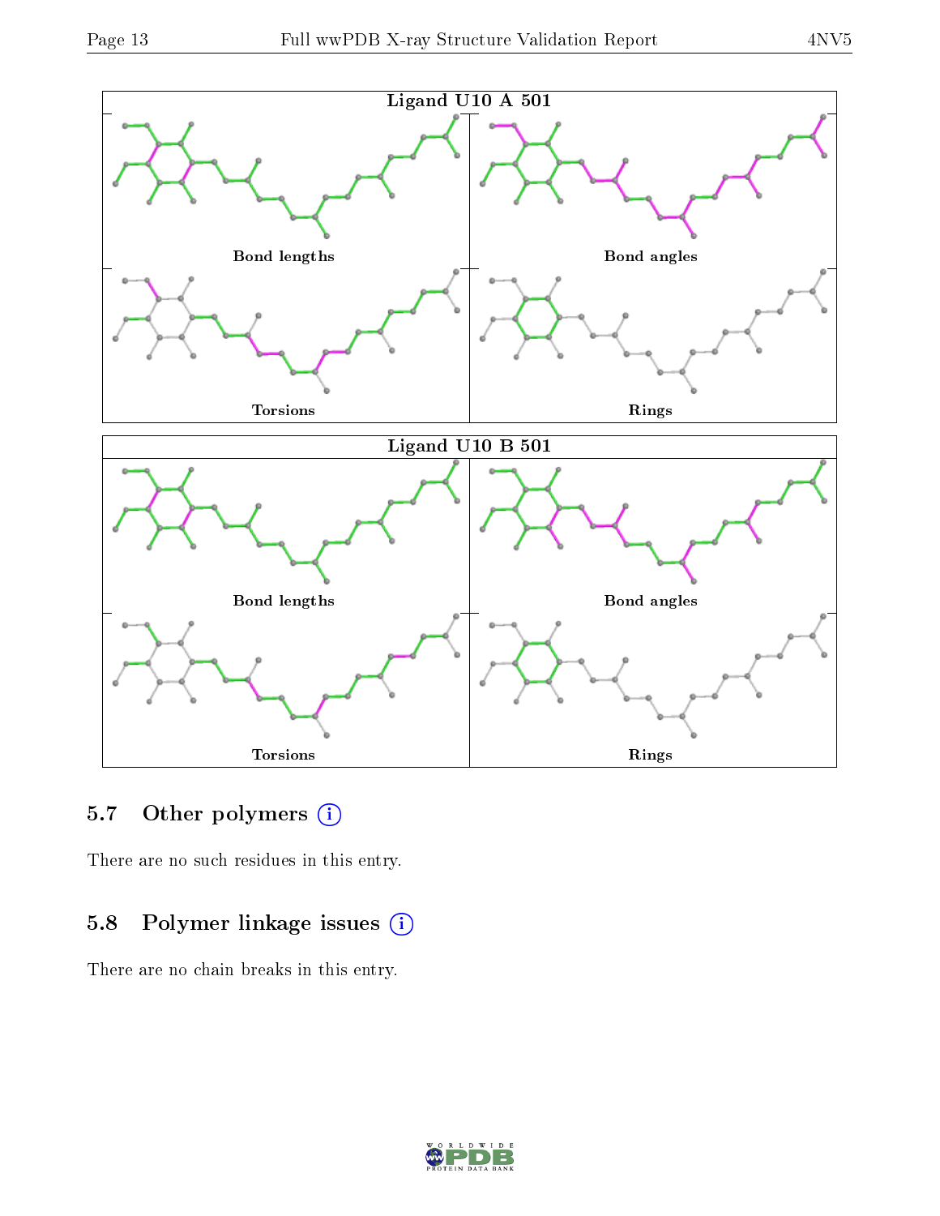Ligand U10 A 501

Bond lengths

Bond angles

Torsions

Rings

Ligand U10 B 501

Bond lengths

Bond angles

Torsions

Rings

## 5.7 Other polymers

There are no such residues in this entry.

## 5.8 Polymer linkage issues

There are no chain breaks in this entry.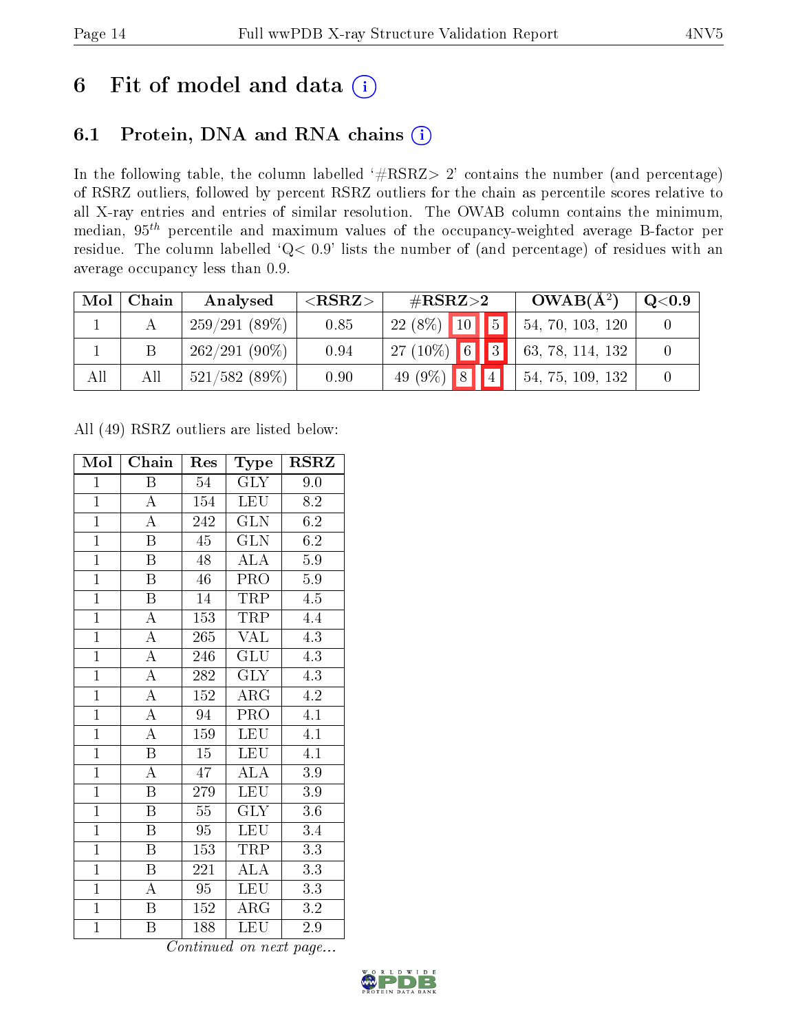# 6 Fit of model and data

## 6.1 Protein, DNA and RNA chains

In the following table, the column labelled '#RSRZ> 2' contains the number (and percentage) of RSRZ outliers, followed by percent RSRZ outliers for the chain as percentile scores relative to all X-ray entries and entries of similar resolution. The OWAB column contains the minimum, median, $95^{th}$ percentile and maximum values of the occupancy-weighted average B-factor per residue. The column labelled 'Q< 0.9' lists the number of (and percentage) of residues with an average occupancy less than 0.9.

| Mol | Chain | Analysed | <RSRZ> | #RSRZ>2 | | | OWAB(Å$^2$) | Q<0.9 |
|---|---|---|---|---|---|---|---|---|
| 1 | A | 259/291 (89%) | 0.85 | 22 (8%) | 10 | 5 | 54, 70, 103, 120 | 0 |
| 1 | B | 262/291 (90%) | 0.94 | 27 (10%) | 6 | 3 | 63, 78, 114, 132 | 0 |
| All | All | 521/582 (89%) | 0.90 | 49 (9%) | 8 | 4 | 54, 75, 109, 132 | 0 |

All (49) RSRZ outliers are listed below:

| Mol | Chain | Res | Type | RSRZ |
|---|---|---|---|---|
| 1 | B | 54 | GLY | 9.0 |
| 1 | A | 154 | LEU | 8.2 |
| 1 | A | 242 | GLN | 6.2 |
| 1 | B | 45 | GLN | 6.2 |
| 1 | B | 48 | ALA | 5.9 |
| 1 | B | 46 | PRO | 5.9 |
| 1 | B | 14 | TRP | 4.5 |
| 1 | A | 153 | TRP | 4.4 |
| 1 | A | 265 | VAL | 4.3 |
| 1 | A | 246 | GLU | 4.3 |
| 1 | A | 282 | GLY | 4.3 |
| 1 | A | 152 | ARG | 4.2 |
| 1 | A | 94 | PRO | 4.1 |
| 1 | A | 159 | LEU | 4.1 |
| 1 | B | 15 | LEU | 4.1 |
| 1 | A | 47 | ALA | 3.9 |
| 1 | B | 279 | LEU | 3.9 |
| 1 | B | 55 | GLY | 3.6 |
| 1 | B | 95 | LEU | 3.4 |
| 1 | B | 153 | TRP | 3.3 |
| 1 | B | 221 | ALA | 3.3 |
| 1 | A | 95 | LEU | 3.3 |
| 1 | B | 152 | ARG | 3.2 |
| 1 | B | 188 | LEU | 2.9 |

*Continued on next page...*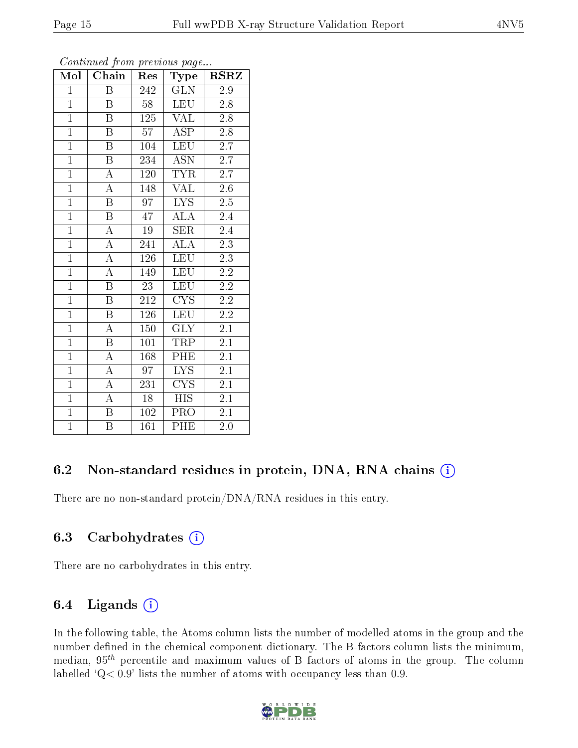*Continued from previous page...*

| Mol | Chain | Res | Type | RSRZ |
|---|---|---|---|---|
| 1 | B | 242 | GLN | 2.9 |
| 1 | B | 58 | LEU | 2.8 |
| 1 | B | 125 | VAL | 2.8 |
| 1 | B | 57 | ASP | 2.8 |
| 1 | B | 104 | LEU | 2.7 |
| 1 | B | 234 | ASN | 2.7 |
| 1 | A | 120 | TYR | 2.7 |
| 1 | A | 148 | VAL | 2.6 |
| 1 | B | 97 | LYS | 2.5 |
| 1 | B | 47 | ALA | 2.4 |
| 1 | A | 19 | SER | 2.4 |
| 1 | A | 241 | ALA | 2.3 |
| 1 | A | 126 | LEU | 2.3 |
| 1 | A | 149 | LEU | 2.2 |
| 1 | B | 23 | LEU | 2.2 |
| 1 | B | 212 | CYS | 2.2 |
| 1 | B | 126 | LEU | 2.2 |
| 1 | A | 150 | GLY | 2.1 |
| 1 | B | 101 | TRP | 2.1 |
| 1 | A | 168 | PHE | 2.1 |
| 1 | A | 97 | LYS | 2.1 |
| 1 | A | 231 | CYS | 2.1 |
| 1 | A | 18 | HIS | 2.1 |
| 1 | B | 102 | PRO | 2.1 |
| 1 | B | 161 | PHE | 2.0 |

## 6.2 Non-standard residues in protein, DNA, RNA chains

There are no non-standard protein/DNA/RNA residues in this entry.

## 6.3 Carbohydrates

There are no carbohydrates in this entry.

## 6.4 Ligands

In the following table, the Atoms column lists the number of modelled atoms in the group and the number defined in the chemical component dictionary. The B-factors column lists the minimum, median, $95^{th}$ percentile and maximum values of B factors of atoms in the group. The column labelled 'Q< 0.9' lists the number of atoms with occupancy less than 0.9.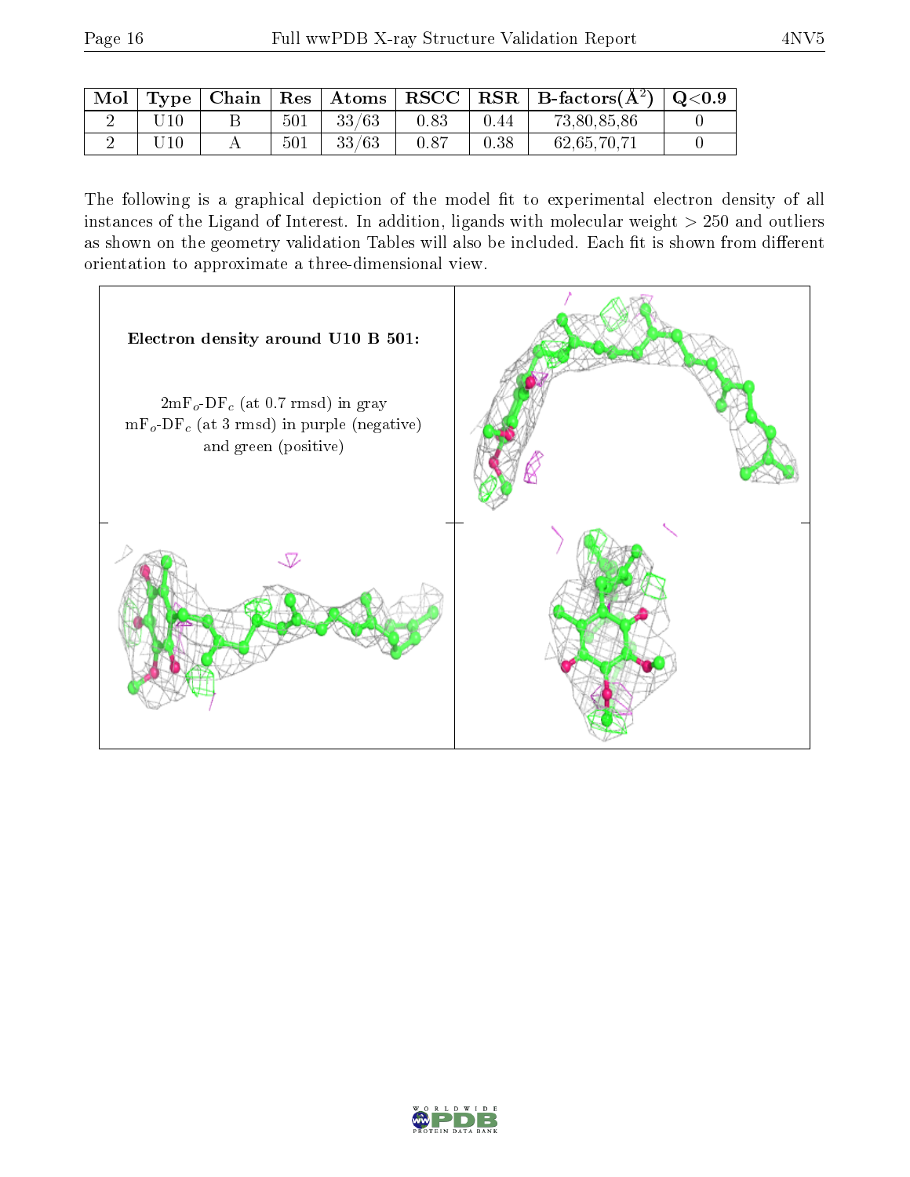| Mol | Type | Chain | Res | Atoms | RSCC | RSR | B-factors($Å^2$) | Q<0.9 |
|---|---|---|---|---|---|---|---|---|
| 2 | U10 | B | 501 | 33/63 | 0.83 | 0.44 | 73,80,85,86 | 0 |
| 2 | U10 | A | 501 | 33/63 | 0.87 | 0.38 | 62,65,70,71 | 0 |

The following is a graphical depiction of the model fit to experimental electron density of all instances of the Ligand of Interest. In addition, ligands with molecular weight > 250 and outliers as shown on the geometry validation Tables will also be included. Each fit is shown from different orientation to approximate a three-dimensional view.

**Electron density around U10 B 501:**

$2mF_o$-$DF_c$ (at 0.7 rmsd) in gray
$mF_o$-$DF_c$ (at 3 rmsd) in purple (negative) and green (positive)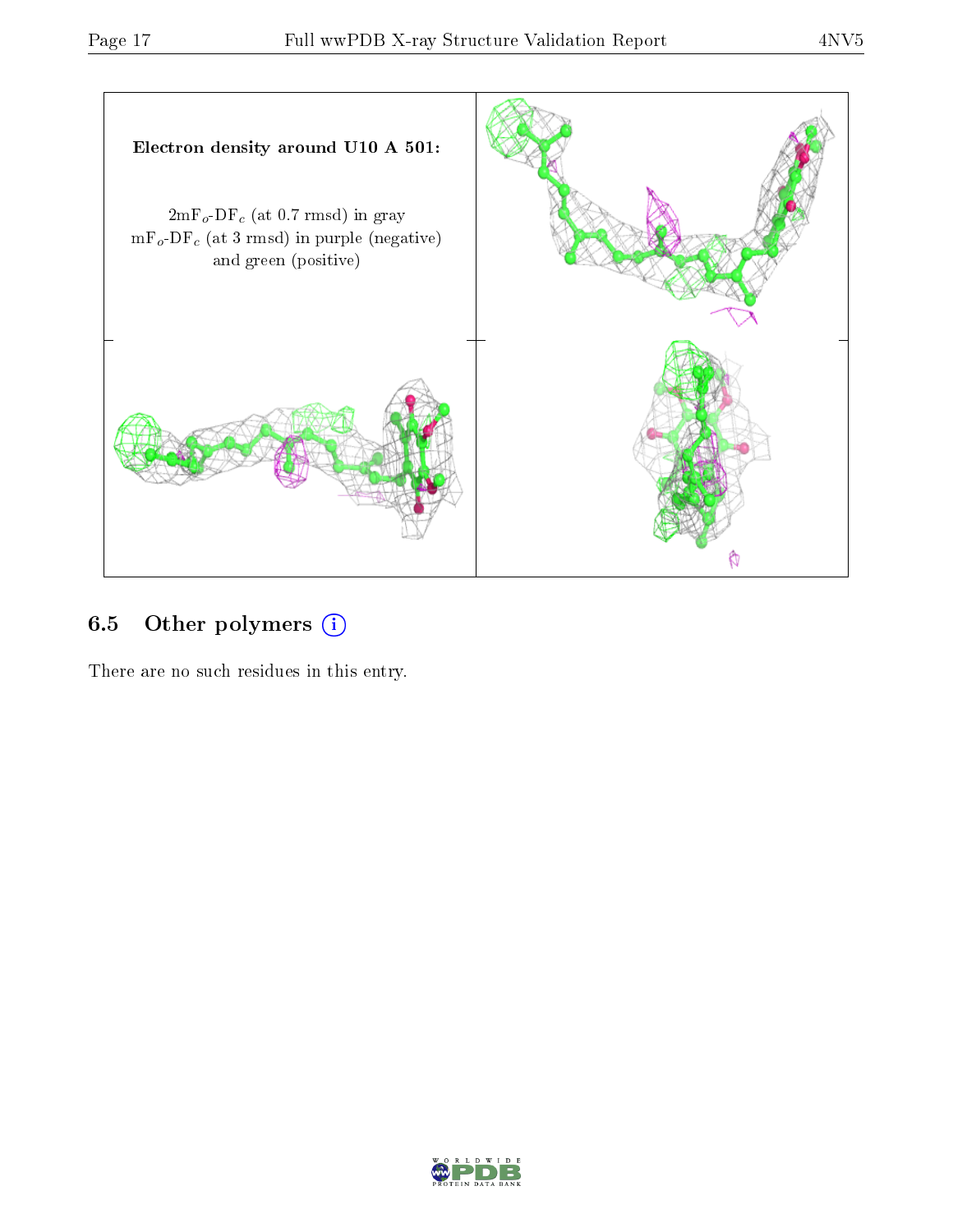**Electron density around U10 A 501:**

$2mF_o$-$DF_c$ (at 0.7 rmsd) in gray
$mF_o$-$DF_c$ (at 3 rmsd) in purple (negative)
and green (positive)

## 6.5 Other polymers

There are no such residues in this entry.